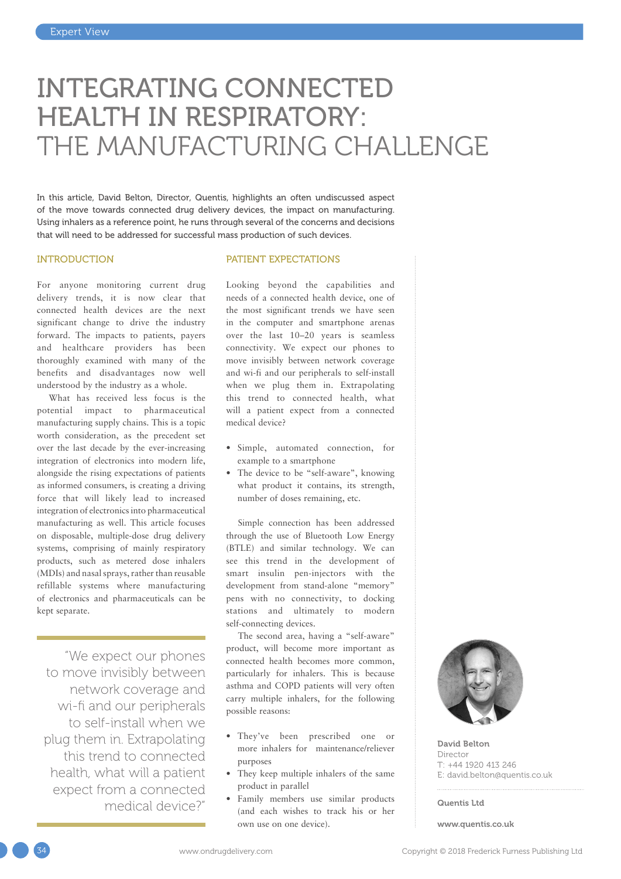# INTEGRATING CONNECTED HEALTH IN RESPIRATORY: THE MANUFACTURING CHALLENGE

In this article, David Belton, Director, Quentis, highlights an often undiscussed aspect of the move towards connected drug delivery devices, the impact on manufacturing. Using inhalers as a reference point, he runs through several of the concerns and decisions that will need to be addressed for successful mass production of such devices.

## INTRODUCTION

For anyone monitoring current drug delivery trends, it is now clear that connected health devices are the next significant change to drive the industry forward. The impacts to patients, payers and healthcare providers has been thoroughly examined with many of the benefits and disadvantages now well understood by the industry as a whole.

What has received less focus is the potential impact to pharmaceutical manufacturing supply chains. This is a topic worth consideration, as the precedent set over the last decade by the ever-increasing integration of electronics into modern life, alongside the rising expectations of patients as informed consumers, is creating a driving force that will likely lead to increased integration of electronics into pharmaceutical manufacturing as well. This article focuses on disposable, multiple-dose drug delivery systems, comprising of mainly respiratory products, such as metered dose inhalers (MDIs) and nasal sprays, rather than reusable refillable systems where manufacturing of electronics and pharmaceuticals can be kept separate.

> "We expect our phones to move invisibly between network coverage and wi-fi and our peripherals to self-install when we plug them in. Extrapolating this trend to connected health, what will a patient expect from a connected medical device?"

## PATIENT EXPECTATIONS

Looking beyond the capabilities and needs of a connected health device, one of the most significant trends we have seen in the computer and smartphone arenas over the last 10–20 years is seamless connectivity. We expect our phones to move invisibly between network coverage and wi-fi and our peripherals to self-install when we plug them in. Extrapolating this trend to connected health, what will a patient expect from a connected medical device?

- Simple, automated connection, for example to a smartphone
- The device to be "self-aware", knowing what product it contains, its strength, number of doses remaining, etc.

Simple connection has been addressed through the use of Bluetooth Low Energy (BTLE) and similar technology. We can see this trend in the development of smart insulin pen-injectors with the development from stand-alone "memory" pens with no connectivity, to docking stations and ultimately to modern self-connecting devices.

The second area, having a "self-aware" product, will become more important as connected health becomes more common, particularly for inhalers. This is because asthma and COPD patients will very often carry multiple inhalers, for the following possible reasons:

- They've been prescribed one or more inhalers for maintenance/reliever purposes
- They keep multiple inhalers of the same product in parallel
- Family members use similar products (and each wishes to track his or her own use on one device).

**David Belton**
Director
T: +44 1920 413 246
E: david.belton@quentis.co.uk

**Quentis Ltd**

**www.quentis.co.uk**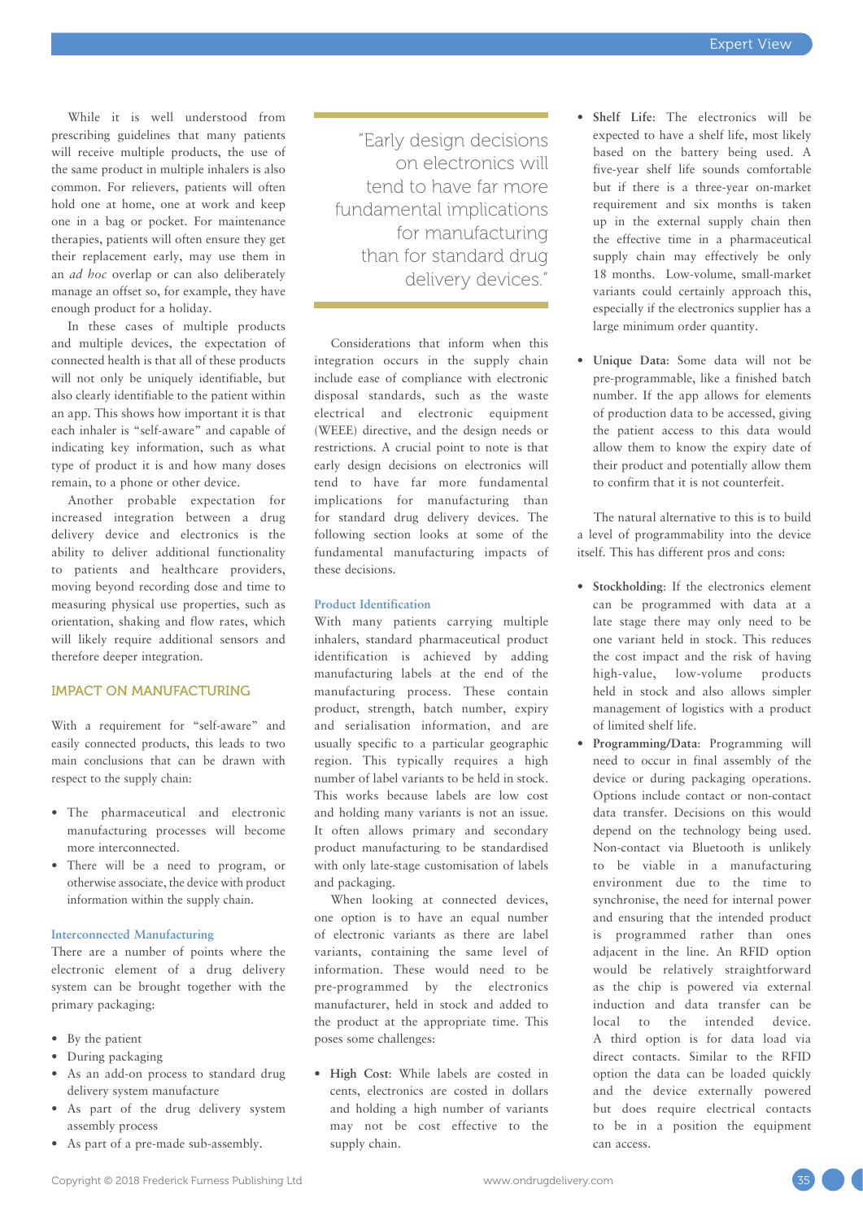While it is well understood from prescribing guidelines that many patients will receive multiple products, the use of the same product in multiple inhalers is also common. For relievers, patients will often hold one at home, one at work and keep one in a bag or pocket. For maintenance therapies, patients will often ensure they get their replacement early, may use them in an *ad hoc* overlap or can also deliberately manage an offset so, for example, they have enough product for a holiday.

In these cases of multiple products and multiple devices, the expectation of connected health is that all of these products will not only be uniquely identifiable, but also clearly identifiable to the patient within an app. This shows how important it is that each inhaler is "self-aware" and capable of indicating key information, such as what type of product it is and how many doses remain, to a phone or other device.

Another probable expectation for increased integration between a drug delivery device and electronics is the ability to deliver additional functionality to patients and healthcare providers, moving beyond recording dose and time to measuring physical use properties, such as orientation, shaking and flow rates, which will likely require additional sensors and therefore deeper integration.

## IMPACT ON MANUFACTURING

With a requirement for "self-aware" and easily connected products, this leads to two main conclusions that can be drawn with respect to the supply chain:

- The pharmaceutical and electronic manufacturing processes will become more interconnected.
- There will be a need to program, or otherwise associate, the device with product information within the supply chain.

### Interconnected Manufacturing

There are a number of points where the electronic element of a drug delivery system can be brought together with the primary packaging:

- By the patient
- During packaging
- As an add-on process to standard drug delivery system manufacture
- As part of the drug delivery system assembly process
- As part of a pre-made sub-assembly.

> "Early design decisions on electronics will tend to have far more fundamental implications for manufacturing than for standard drug delivery devices."

Considerations that inform when this integration occurs in the supply chain include ease of compliance with electronic disposal standards, such as the waste electrical and electronic equipment (WEEE) directive, and the design needs or restrictions. A crucial point to note is that early design decisions on electronics will tend to have far more fundamental implications for manufacturing than for standard drug delivery devices. The following section looks at some of the fundamental manufacturing impacts of these decisions.

### Product Identification

With many patients carrying multiple inhalers, standard pharmaceutical product identification is achieved by adding manufacturing labels at the end of the manufacturing process. These contain product, strength, batch number, expiry and serialisation information, and are usually specific to a particular geographic region. This typically requires a high number of label variants to be held in stock. This works because labels are low cost and holding many variants is not an issue. It often allows primary and secondary product manufacturing to be standardised with only late-stage customisation of labels and packaging.

When looking at connected devices, one option is to have an equal number of electronic variants as there are label variants, containing the same level of information. These would need to be pre-programmed by the electronics manufacturer, held in stock and added to the product at the appropriate time. This poses some challenges:

- **High Cost**: While labels are costed in cents, electronics are costed in dollars and holding a high number of variants may not be cost effective to the supply chain.
- **Shelf Life**: The electronics will be expected to have a shelf life, most likely based on the battery being used. A five-year shelf life sounds comfortable but if there is a three-year on-market requirement and six months is taken up in the external supply chain then the effective time in a pharmaceutical supply chain may effectively be only 18 months. Low-volume, small-market variants could certainly approach this, especially if the electronics supplier has a large minimum order quantity.
- **Unique Data**: Some data will not be pre-programmable, like a finished batch number. If the app allows for elements of production data to be accessed, giving the patient access to this data would allow them to know the expiry date of their product and potentially allow them to confirm that it is not counterfeit.

The natural alternative to this is to build a level of programmability into the device itself. This has different pros and cons:

- **Stockholding**: If the electronics element can be programmed with data at a late stage there may only need to be one variant held in stock. This reduces the cost impact and the risk of having high-value, low-volume products held in stock and also allows simpler management of logistics with a product of limited shelf life.
- **Programming/Data**: Programming will need to occur in final assembly of the device or during packaging operations. Options include contact or non-contact data transfer. Decisions on this would depend on the technology being used. Non-contact via Bluetooth is unlikely to be viable in a manufacturing environment due to the time to synchronise, the need for internal power and ensuring that the intended product is programmed rather than ones adjacent in the line. An RFID option would be relatively straightforward as the chip is powered via external induction and data transfer can be local to the intended device. A third option is for data load via direct contacts. Similar to the RFID option the data can be loaded quickly and the device externally powered but does require electrical contacts to be in a position the equipment can access.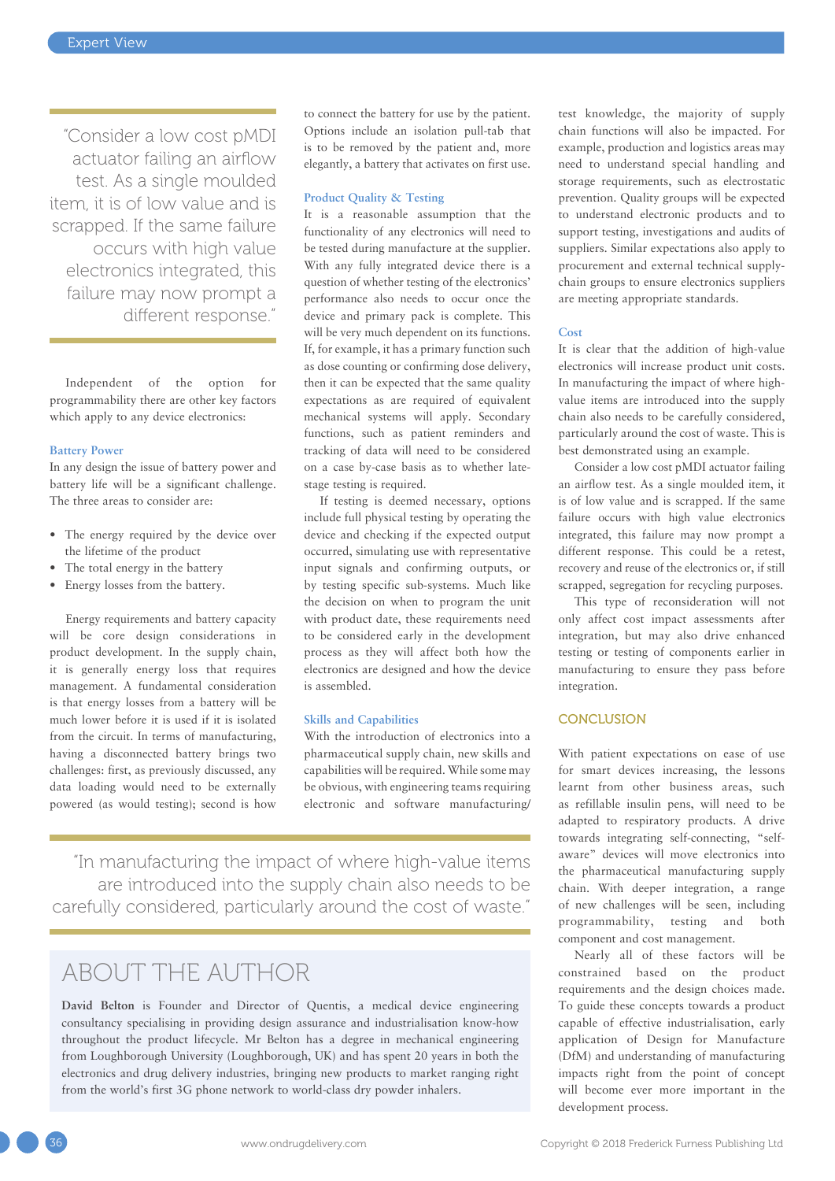> "Consider a low cost pMDI actuator failing an airflow test. As a single moulded item, it is of low value and is scrapped. If the same failure occurs with high value electronics integrated, this failure may now prompt a different response."

Independent of the option for programmability there are other key factors which apply to any device electronics:

### Battery Power

In any design the issue of battery power and battery life will be a significant challenge. The three areas to consider are:

- The energy required by the device over the lifetime of the product
- The total energy in the battery
- Energy losses from the battery.

Energy requirements and battery capacity will be core design considerations in product development. In the supply chain, it is generally energy loss that requires management. A fundamental consideration is that energy losses from a battery will be much lower before it is used if it is isolated from the circuit. In terms of manufacturing, having a disconnected battery brings two challenges: first, as previously discussed, any data loading would need to be externally powered (as would testing); second is how to connect the battery for use by the patient. Options include an isolation pull-tab that is to be removed by the patient and, more elegantly, a battery that activates on first use.

### Product Quality & Testing

It is a reasonable assumption that the functionality of any electronics will need to be tested during manufacture at the supplier. With any fully integrated device there is a question of whether testing of the electronics' performance also needs to occur once the device and primary pack is complete. This will be very much dependent on its functions. If, for example, it has a primary function such as dose counting or confirming dose delivery, then it can be expected that the same quality expectations as are required of equivalent mechanical systems will apply. Secondary functions, such as patient reminders and tracking of data will need to be considered on a case by-case basis as to whether late-stage testing is required.

If testing is deemed necessary, options include full physical testing by operating the device and checking if the expected output occurred, simulating use with representative input signals and confirming outputs, or by testing specific sub-systems. Much like the decision on when to program the unit with product date, these requirements need to be considered early in the development process as they will affect both how the electronics are designed and how the device is assembled.

### Skills and Capabilities

With the introduction of electronics into a pharmaceutical supply chain, new skills and capabilities will be required. While some may be obvious, with engineering teams requiring electronic and software manufacturing/test knowledge, the majority of supply chain functions will also be impacted. For example, production and logistics areas may need to understand special handling and storage requirements, such as electrostatic prevention. Quality groups will be expected to understand electronic products and to support testing, investigations and audits of suppliers. Similar expectations also apply to procurement and external technical supply-chain groups to ensure electronics suppliers are meeting appropriate standards.

### Cost

It is clear that the addition of high-value electronics will increase product unit costs. In manufacturing the impact of where high-value items are introduced into the supply chain also needs to be carefully considered, particularly around the cost of waste. This is best demonstrated using an example.

Consider a low cost pMDI actuator failing an airflow test. As a single moulded item, it is of low value and is scrapped. If the same failure occurs with high value electronics integrated, this failure may now prompt a different response. This could be a retest, recovery and reuse of the electronics or, if still scrapped, segregation for recycling purposes.

This type of reconsideration will not only affect cost impact assessments after integration, but may also drive enhanced testing or testing of components earlier in manufacturing to ensure they pass before integration.

> "In manufacturing the impact of where high-value items are introduced into the supply chain also needs to be carefully considered, particularly around the cost of waste."

## CONCLUSION

With patient expectations on ease of use for smart devices increasing, the lessons learnt from other business areas, such as refillable insulin pens, will need to be adapted to respiratory products. A drive towards integrating self-connecting, "self-aware" devices will move electronics into the pharmaceutical manufacturing supply chain. With deeper integration, a range of new challenges will be seen, including programmability, testing and both component and cost management.

Nearly all of these factors will be constrained based on the product requirements and the design choices made. To guide these concepts towards a product capable of effective industrialisation, early application of Design for Manufacture (DfM) and understanding of manufacturing impacts right from the point of concept will become ever more important in the development process.

## ABOUT THE AUTHOR

**David Belton** is Founder and Director of Quentis, a medical device engineering consultancy specialising in providing design assurance and industrialisation know-how throughout the product lifecycle. Mr Belton has a degree in mechanical engineering from Loughborough University (Loughborough, UK) and has spent 20 years in both the electronics and drug delivery industries, bringing new products to market ranging right from the world's first 3G phone network to world-class dry powder inhalers.